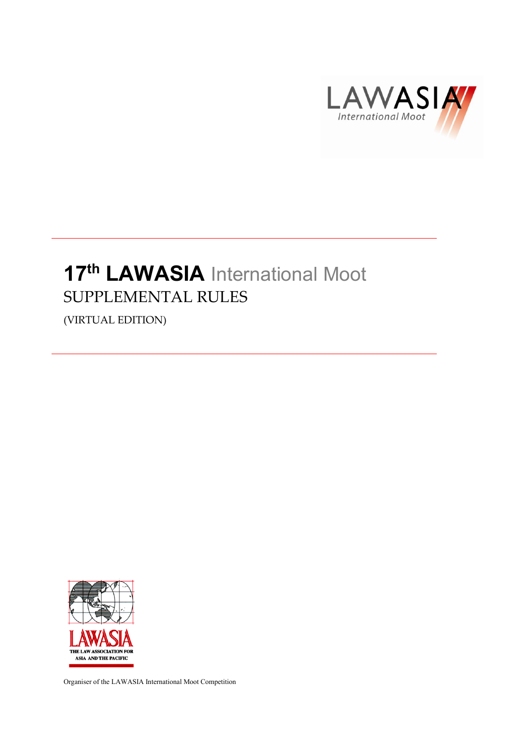# 17th LAWASIA International Moot

## SUPPLEMENTAL RULES

(VIRTUAL EDITION)

Organiser of the LAWASIA International Moot Competition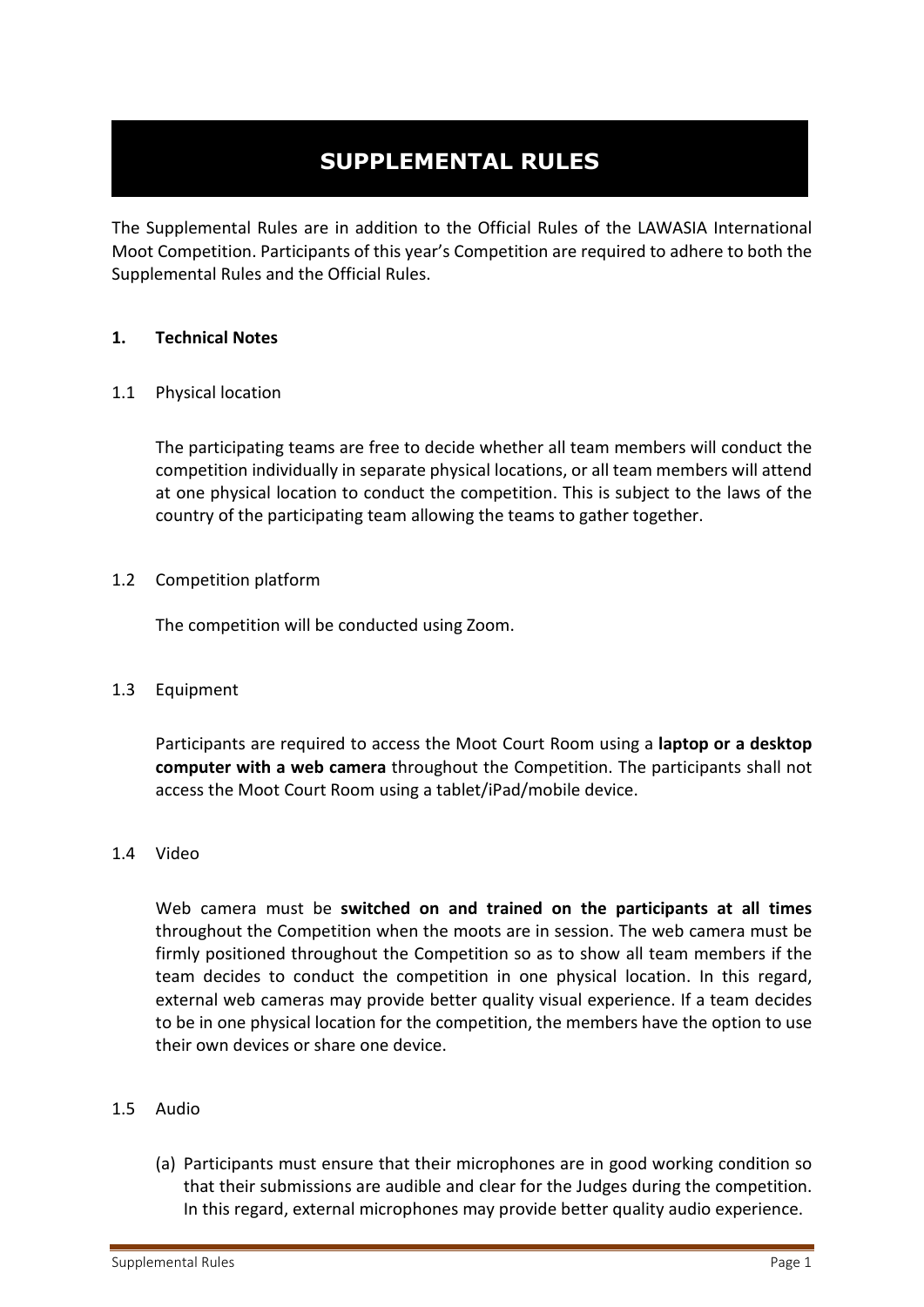# SUPPLEMENTAL RULES

The Supplemental Rules are in addition to the Official Rules of the LAWASIA International Moot Competition. Participants of this year's Competition are required to adhere to both the Supplemental Rules and the Official Rules.

## 1. Technical Notes

### 1.1 Physical location

The participating teams are free to decide whether all team members will conduct the competition individually in separate physical locations, or all team members will attend at one physical location to conduct the competition. This is subject to the laws of the country of the participating team allowing the teams to gather together.

### 1.2 Competition platform

The competition will be conducted using Zoom.

### 1.3 Equipment

Participants are required to access the Moot Court Room using a **laptop or a desktop computer with a web camera** throughout the Competition. The participants shall not access the Moot Court Room using a tablet/iPad/mobile device.

### 1.4 Video

Web camera must be **switched on and trained on the participants at all times** throughout the Competition when the moots are in session. The web camera must be firmly positioned throughout the Competition so as to show all team members if the team decides to conduct the competition in one physical location. In this regard, external web cameras may provide better quality visual experience. If a team decides to be in one physical location for the competition, the members have the option to use their own devices or share one device.

### 1.5 Audio

(a) Participants must ensure that their microphones are in good working condition so that their submissions are audible and clear for the Judges during the competition. In this regard, external microphones may provide better quality audio experience.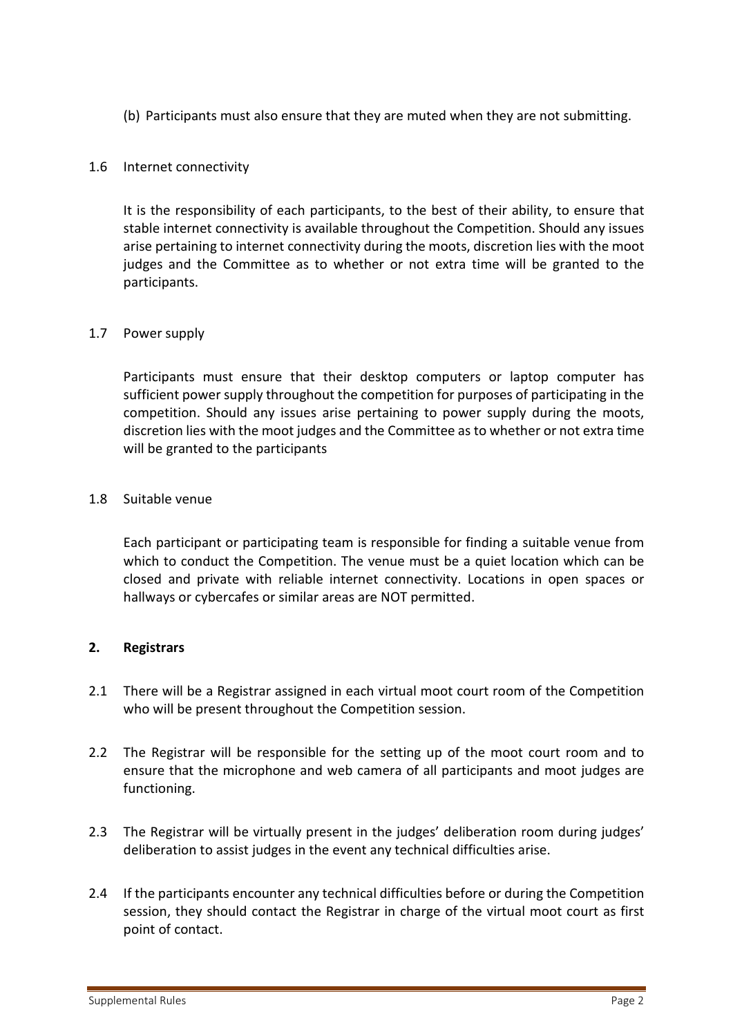(b) Participants must also ensure that they are muted when they are not submitting.

1.6 Internet connectivity

It is the responsibility of each participants, to the best of their ability, to ensure that stable internet connectivity is available throughout the Competition. Should any issues arise pertaining to internet connectivity during the moots, discretion lies with the moot judges and the Committee as to whether or not extra time will be granted to the participants.

1.7 Power supply

Participants must ensure that their desktop computers or laptop computer has sufficient power supply throughout the competition for purposes of participating in the competition. Should any issues arise pertaining to power supply during the moots, discretion lies with the moot judges and the Committee as to whether or not extra time will be granted to the participants

1.8 Suitable venue

Each participant or participating team is responsible for finding a suitable venue from which to conduct the Competition. The venue must be a quiet location which can be closed and private with reliable internet connectivity. Locations in open spaces or hallways or cybercafes or similar areas are NOT permitted.

## 2. Registrars

2.1 There will be a Registrar assigned in each virtual moot court room of the Competition who will be present throughout the Competition session.

2.2 The Registrar will be responsible for the setting up of the moot court room and to ensure that the microphone and web camera of all participants and moot judges are functioning.

2.3 The Registrar will be virtually present in the judges' deliberation room during judges' deliberation to assist judges in the event any technical difficulties arise.

2.4 If the participants encounter any technical difficulties before or during the Competition session, they should contact the Registrar in charge of the virtual moot court as first point of contact.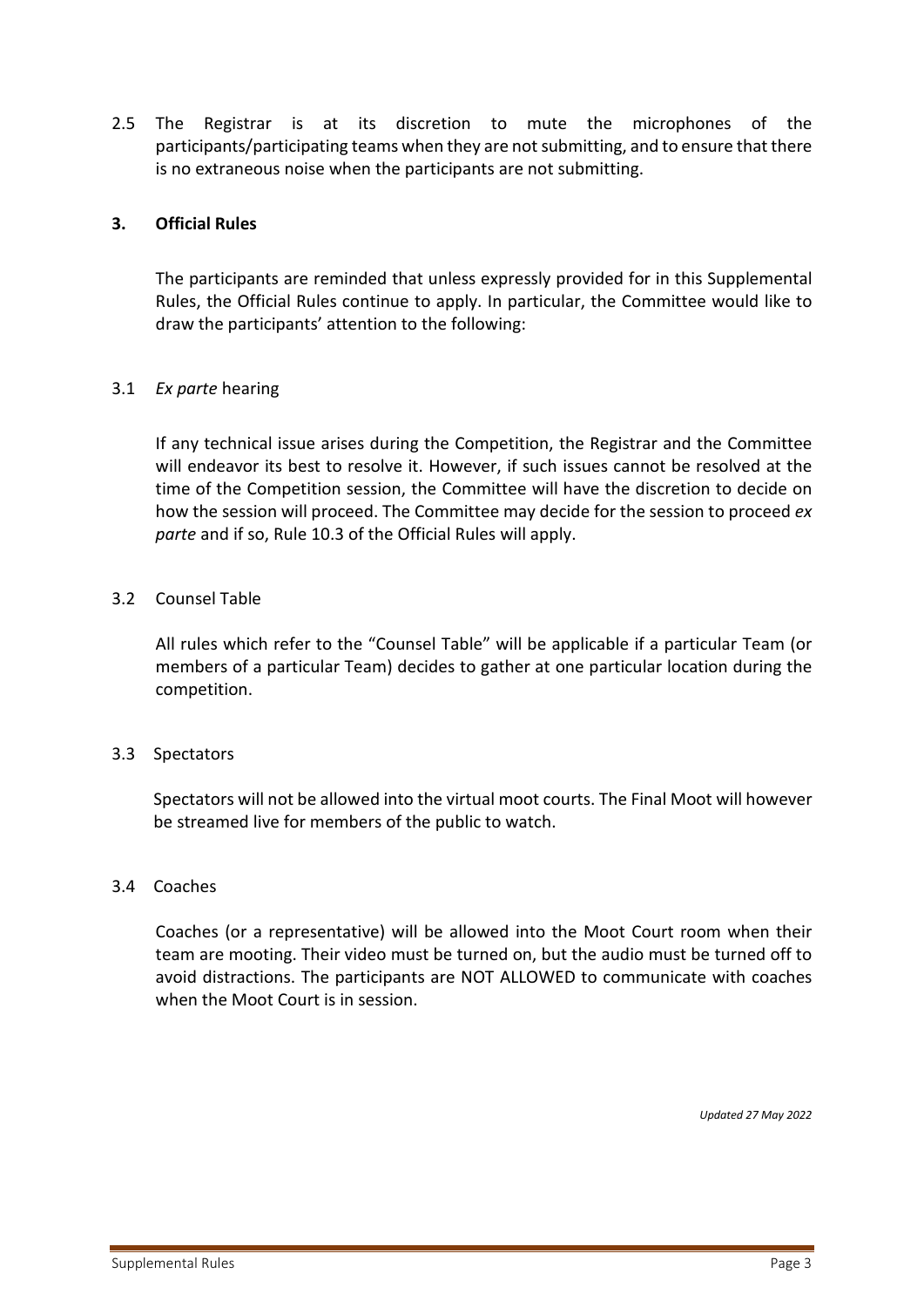2.5 The Registrar is at its discretion to mute the microphones of the participants/participating teams when they are not submitting, and to ensure that there is no extraneous noise when the participants are not submitting.

## 3. Official Rules

The participants are reminded that unless expressly provided for in this Supplemental Rules, the Official Rules continue to apply. In particular, the Committee would like to draw the participants' attention to the following:

3.1 *Ex parte* hearing

If any technical issue arises during the Competition, the Registrar and the Committee will endeavor its best to resolve it. However, if such issues cannot be resolved at the time of the Competition session, the Committee will have the discretion to decide on how the session will proceed. The Committee may decide for the session to proceed *ex parte* and if so, Rule 10.3 of the Official Rules will apply.

3.2 Counsel Table

All rules which refer to the "Counsel Table" will be applicable if a particular Team (or members of a particular Team) decides to gather at one particular location during the competition.

3.3 Spectators

Spectators will not be allowed into the virtual moot courts. The Final Moot will however be streamed live for members of the public to watch.

3.4 Coaches

Coaches (or a representative) will be allowed into the Moot Court room when their team are mooting. Their video must be turned on, but the audio must be turned off to avoid distractions. The participants are NOT ALLOWED to communicate with coaches when the Moot Court is in session.

*Updated 27 May 2022*